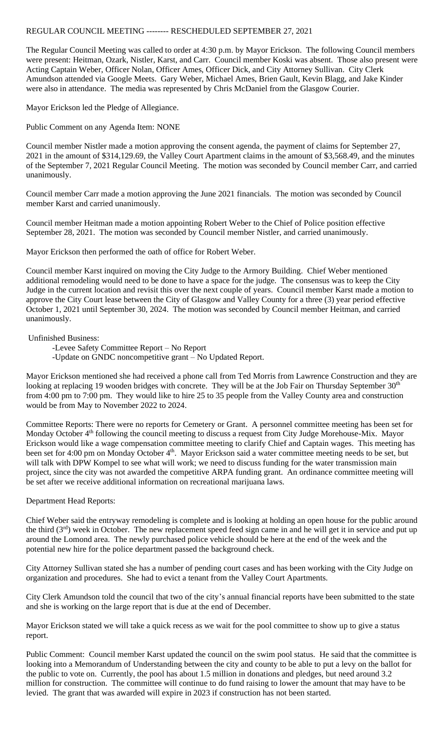# REGULAR COUNCIL MEETING -------- RESCHEDULED SEPTEMBER 27, 2021

The Regular Council Meeting was called to order at 4:30 p.m. by Mayor Erickson. The following Council members were present: Heitman, Ozark, Nistler, Karst, and Carr. Council member Koski was absent. Those also present were Acting Captain Weber, Officer Nolan, Officer Ames, Officer Dick, and City Attorney Sullivan. City Clerk Amundson attended via Google Meets. Gary Weber, Michael Ames, Brien Gault, Kevin Blagg, and Jake Kinder were also in attendance. The media was represented by Chris McDaniel from the Glasgow Courier.

Mayor Erickson led the Pledge of Allegiance.

Public Comment on any Agenda Item: NONE

Council member Nistler made a motion approving the consent agenda, the payment of claims for September 27, 2021 in the amount of $314,129.69, the Valley Court Apartment claims in the amount of $3,568.49, and the minutes of the September 7, 2021 Regular Council Meeting. The motion was seconded by Council member Carr, and carried unanimously.

Council member Carr made a motion approving the June 2021 financials. The motion was seconded by Council member Karst and carried unanimously.

Council member Heitman made a motion appointing Robert Weber to the Chief of Police position effective September 28, 2021. The motion was seconded by Council member Nistler, and carried unanimously.

Mayor Erickson then performed the oath of office for Robert Weber.

Council member Karst inquired on moving the City Judge to the Armory Building. Chief Weber mentioned additional remodeling would need to be done to have a space for the judge. The consensus was to keep the City Judge in the current location and revisit this over the next couple of years. Council member Karst made a motion to approve the City Court lease between the City of Glasgow and Valley County for a three (3) year period effective October 1, 2021 until September 30, 2024. The motion was seconded by Council member Heitman, and carried unanimously.

Unfinished Business:

- Levee Safety Committee Report – No Report
- Update on GNDC noncompetitive grant – No Updated Report.

Mayor Erickson mentioned she had received a phone call from Ted Morris from Lawrence Construction and they are looking at replacing 19 wooden bridges with concrete. They will be at the Job Fair on Thursday September 30th from 4:00 pm to 7:00 pm. They would like to hire 25 to 35 people from the Valley County area and construction would be from May to November 2022 to 2024.

Committee Reports: There were no reports for Cemetery or Grant. A personnel committee meeting has been set for Monday October 4th following the council meeting to discuss a request from City Judge Morehouse-Mix. Mayor Erickson would like a wage compensation committee meeting to clarify Chief and Captain wages. This meeting has been set for 4:00 pm on Monday October 4th. Mayor Erickson said a water committee meeting needs to be set, but will talk with DPW Kompel to see what will work; we need to discuss funding for the water transmission main project, since the city was not awarded the competitive ARPA funding grant. An ordinance committee meeting will be set after we receive additional information on recreational marijuana laws.

Department Head Reports:

Chief Weber said the entryway remodeling is complete and is looking at holding an open house for the public around the third (3rd) week in October. The new replacement speed feed sign came in and he will get it in service and put up around the Lomond area. The newly purchased police vehicle should be here at the end of the week and the potential new hire for the police department passed the background check.

City Attorney Sullivan stated she has a number of pending court cases and has been working with the City Judge on organization and procedures. She had to evict a tenant from the Valley Court Apartments.

City Clerk Amundson told the council that two of the city's annual financial reports have been submitted to the state and she is working on the large report that is due at the end of December.

Mayor Erickson stated we will take a quick recess as we wait for the pool committee to show up to give a status report.

Public Comment: Council member Karst updated the council on the swim pool status. He said that the committee is looking into a Memorandum of Understanding between the city and county to be able to put a levy on the ballot for the public to vote on. Currently, the pool has about 1.5 million in donations and pledges, but need around 3.2 million for construction. The committee will continue to do fund raising to lower the amount that may have to be levied. The grant that was awarded will expire in 2023 if construction has not been started.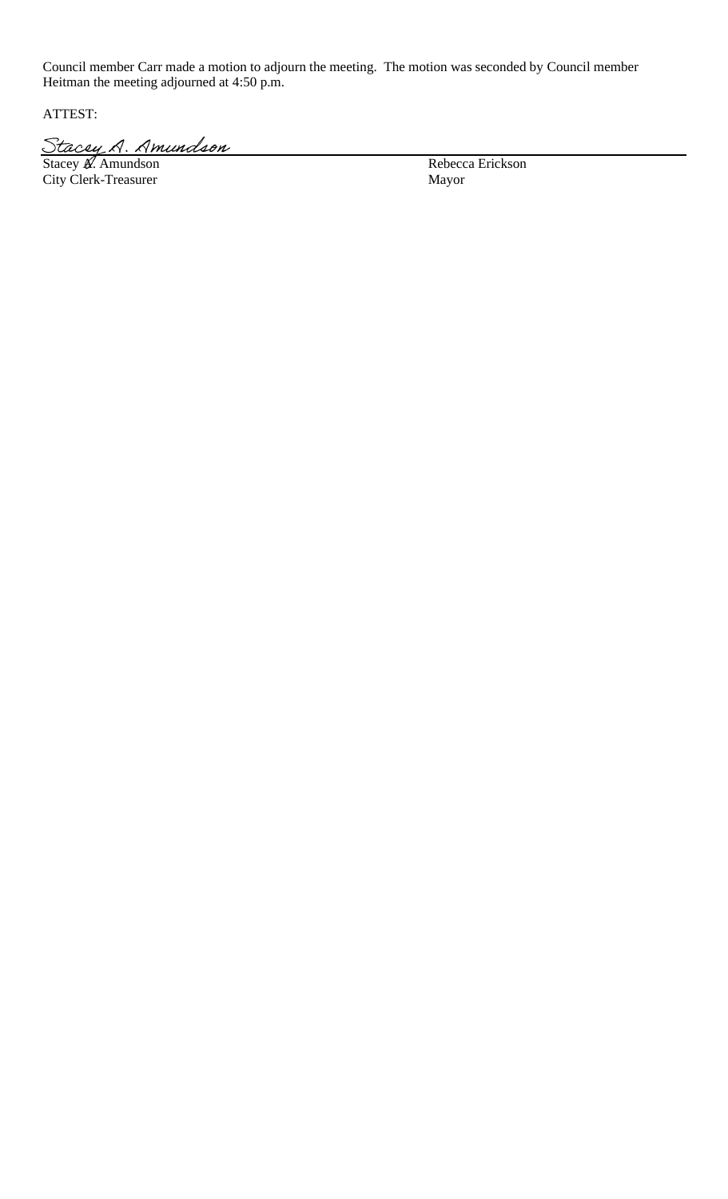Council member Carr made a motion to adjourn the meeting. The motion was seconded by Council member Heitman the meeting adjourned at 4:50 p.m.

ATTEST:

*Stacey A. Amundson*

| | |
|---|---|
| Stacey A. Amundson | Rebecca Erickson |
| City Clerk-Treasurer | Mayor |